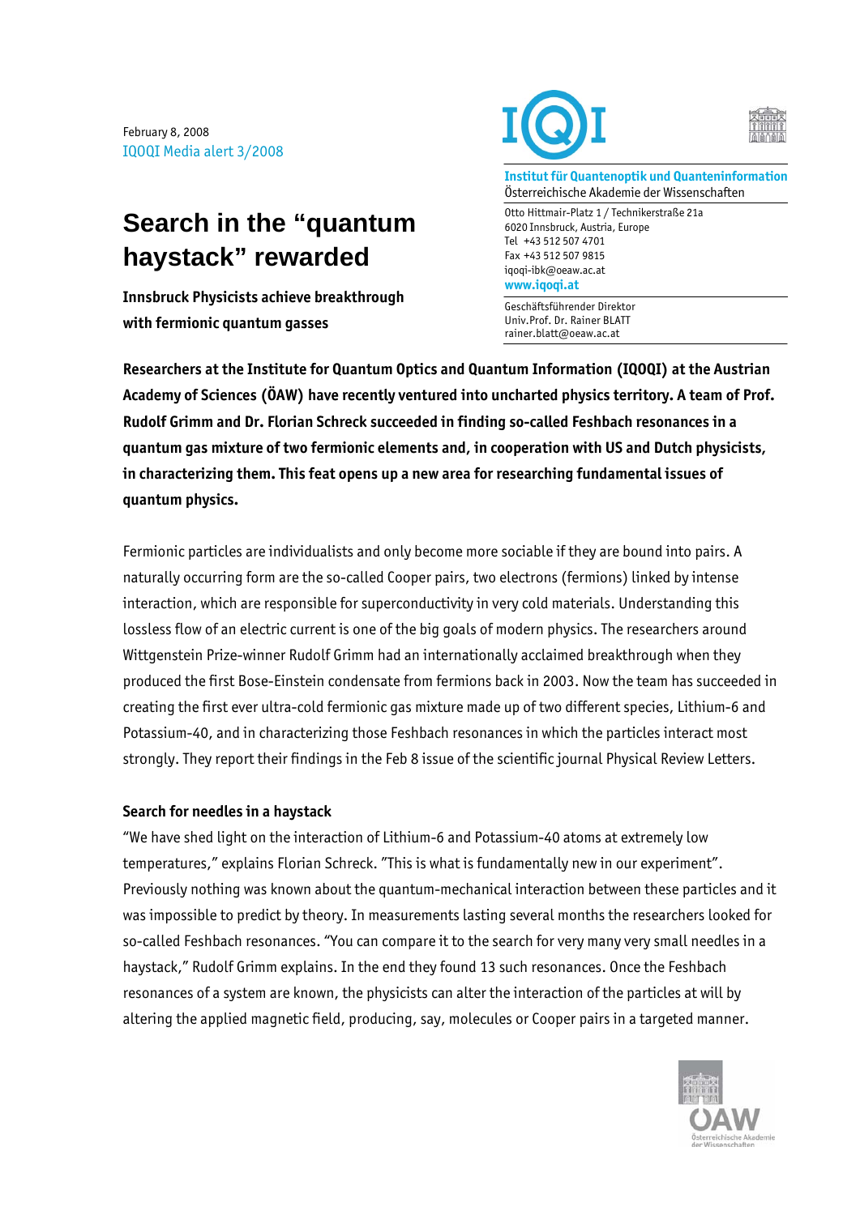February 8, 2008
IQOQI Media alert 3/2008

**Institut für Quantenoptik und Quanteninformation**
Österreichische Akademie der Wissenschaften

Otto Hittmair-Platz 1 / Technikerstraße 21a
6020 Innsbruck, Austria, Europe
Tel +43 512 507 4701
Fax +43 512 507 9815
iqoqi-ibk@oeaw.ac.at
**www.iqoqi.at**

Geschäftsführender Direktor
Univ.Prof. Dr. Rainer BLATT
rainer.blatt@oeaw.ac.at

# Search in the "quantum haystack" rewarded

**Innsbruck Physicists achieve breakthrough with fermionic quantum gasses**

**Researchers at the Institute for Quantum Optics and Quantum Information (IQOQI) at the Austrian Academy of Sciences (ÖAW) have recently ventured into uncharted physics territory. A team of Prof. Rudolf Grimm and Dr. Florian Schreck succeeded in finding so-called Feshbach resonances in a quantum gas mixture of two fermionic elements and, in cooperation with US and Dutch physicists, in characterizing them. This feat opens up a new area for researching fundamental issues of quantum physics.**

Fermionic particles are individualists and only become more sociable if they are bound into pairs. A naturally occurring form are the so-called Cooper pairs, two electrons (fermions) linked by intense interaction, which are responsible for superconductivity in very cold materials. Understanding this lossless flow of an electric current is one of the big goals of modern physics. The researchers around Wittgenstein Prize-winner Rudolf Grimm had an internationally acclaimed breakthrough when they produced the first Bose-Einstein condensate from fermions back in 2003. Now the team has succeeded in creating the first ever ultra-cold fermionic gas mixture made up of two different species, Lithium-6 and Potassium-40, and in characterizing those Feshbach resonances in which the particles interact most strongly. They report their findings in the Feb 8 issue of the scientific journal Physical Review Letters.

### Search for needles in a haystack

"We have shed light on the interaction of Lithium-6 and Potassium-40 atoms at extremely low temperatures," explains Florian Schreck. "This is what is fundamentally new in our experiment". Previously nothing was known about the quantum-mechanical interaction between these particles and it was impossible to predict by theory. In measurements lasting several months the researchers looked for so-called Feshbach resonances. "You can compare it to the search for very many very small needles in a haystack," Rudolf Grimm explains. In the end they found 13 such resonances. Once the Feshbach resonances of a system are known, the physicists can alter the interaction of the particles at will by altering the applied magnetic field, producing, say, molecules or Cooper pairs in a targeted manner.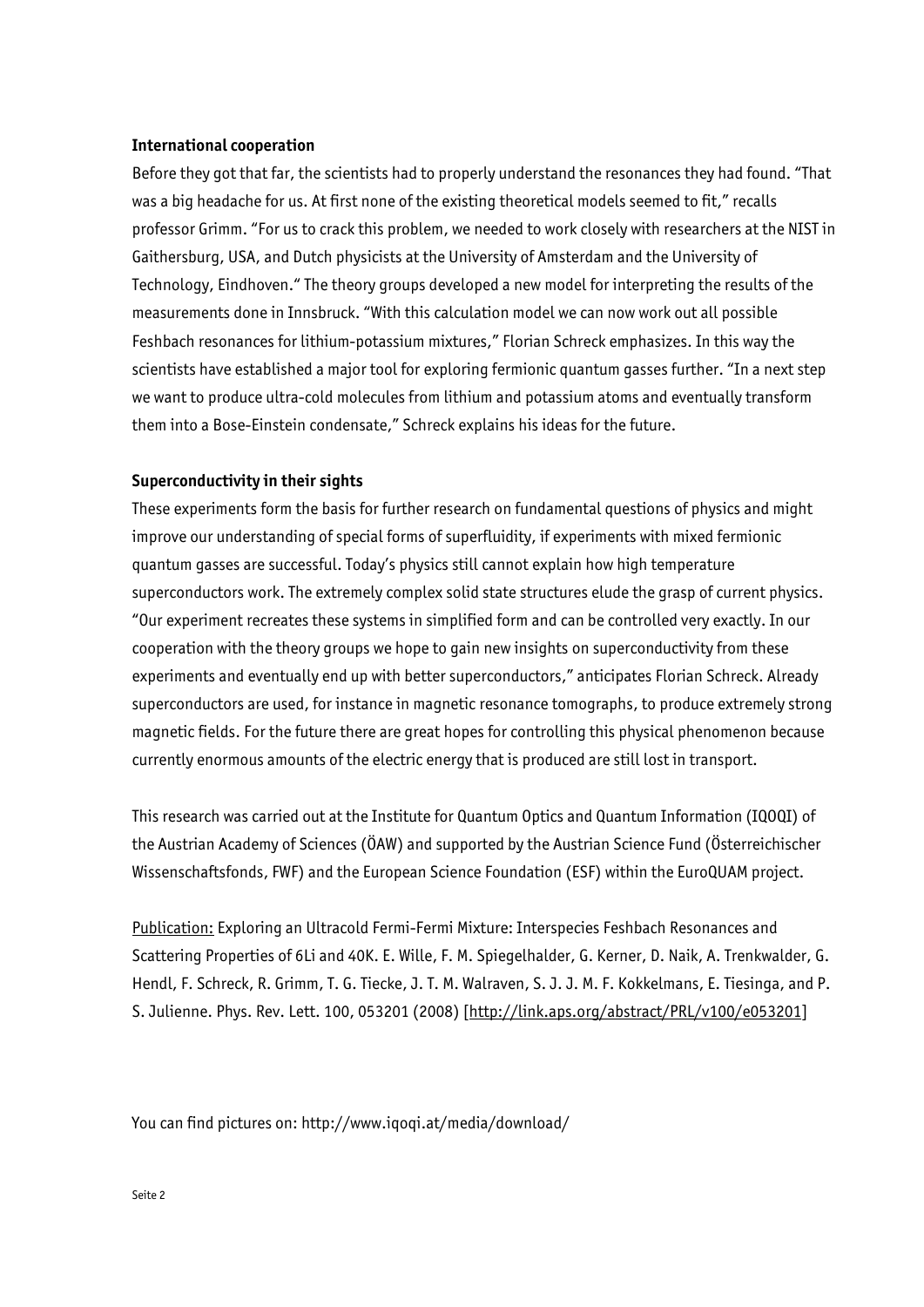**International cooperation**

Before they got that far, the scientists had to properly understand the resonances they had found. "That was a big headache for us. At first none of the existing theoretical models seemed to fit," recalls professor Grimm. "For us to crack this problem, we needed to work closely with researchers at the NIST in Gaithersburg, USA, and Dutch physicists at the University of Amsterdam and the University of Technology, Eindhoven." The theory groups developed a new model for interpreting the results of the measurements done in Innsbruck. "With this calculation model we can now work out all possible Feshbach resonances for lithium-potassium mixtures," Florian Schreck emphasizes. In this way the scientists have established a major tool for exploring fermionic quantum gasses further. "In a next step we want to produce ultra-cold molecules from lithium and potassium atoms and eventually transform them into a Bose-Einstein condensate," Schreck explains his ideas for the future.

**Superconductivity in their sights**

These experiments form the basis for further research on fundamental questions of physics and might improve our understanding of special forms of superfluidity, if experiments with mixed fermionic quantum gasses are successful. Today's physics still cannot explain how high temperature superconductors work. The extremely complex solid state structures elude the grasp of current physics. "Our experiment recreates these systems in simplified form and can be controlled very exactly. In our cooperation with the theory groups we hope to gain new insights on superconductivity from these experiments and eventually end up with better superconductors," anticipates Florian Schreck. Already superconductors are used, for instance in magnetic resonance tomographs, to produce extremely strong magnetic fields. For the future there are great hopes for controlling this physical phenomenon because currently enormous amounts of the electric energy that is produced are still lost in transport.

This research was carried out at the Institute for Quantum Optics and Quantum Information (IQOQI) of the Austrian Academy of Sciences (ÖAW) and supported by the Austrian Science Fund (Österreichischer Wissenschaftsfonds, FWF) and the European Science Foundation (ESF) within the EuroQUAM project.

Publication: Exploring an Ultracold Fermi-Fermi Mixture: Interspecies Feshbach Resonances and Scattering Properties of 6Li and 40K. E. Wille, F. M. Spiegelhalder, G. Kerner, D. Naik, A. Trenkwalder, G. Hendl, F. Schreck, R. Grimm, T. G. Tiecke, J. T. M. Walraven, S. J. J. M. F. Kokkelmans, E. Tiesinga, and P. S. Julienne. Phys. Rev. Lett. 100, 053201 (2008) [http://link.aps.org/abstract/PRL/v100/e053201]

You can find pictures on: http://www.iqoqi.at/media/download/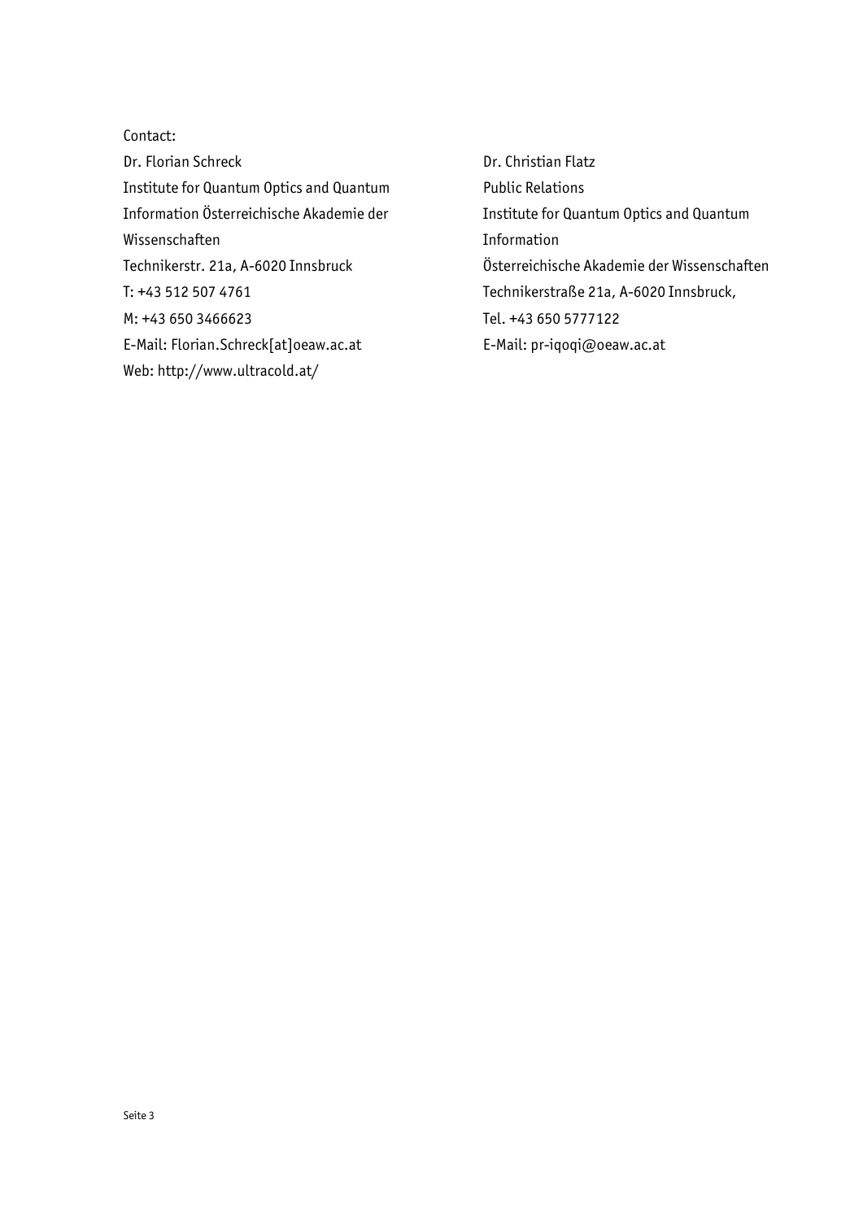Contact:

Dr. Florian Schreck
Institute for Quantum Optics and Quantum Information Österreichische Akademie der Wissenschaften
Technikerstr. 21a, A-6020 Innsbruck
T: +43 512 507 4761
M: +43 650 3466623
E-Mail: Florian.Schreck[at]oeaw.ac.at
Web: http://www.ultracold.at/

Dr. Christian Flatz
Public Relations
Institute for Quantum Optics and Quantum Information
Österreichische Akademie der Wissenschaften
Technikerstraße 21a, A-6020 Innsbruck,
Tel. +43 650 5777122
E-Mail: pr-iqoqi@oeaw.ac.at